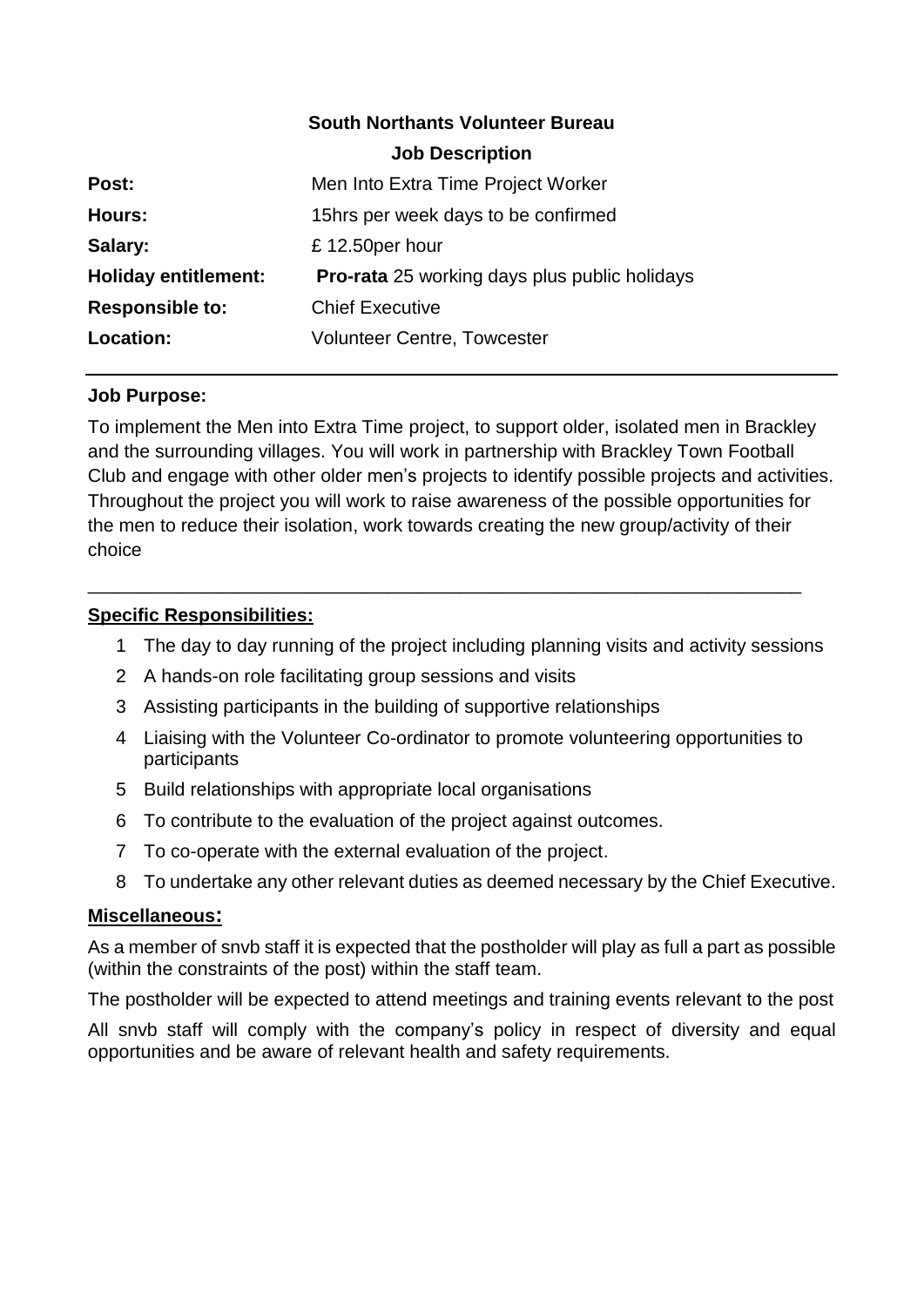**South Northants Volunteer Bureau**

**Job Description**

| | |
|---|---|
| **Post:** | Men Into Extra Time Project Worker |
| **Hours:** | 15hrs per week days to be confirmed |
| **Salary:** | £ 12.50per hour |
| **Holiday entitlement:** | **Pro-rata** 25 working days plus public holidays |
| **Responsible to:** | Chief Executive |
| **Location:** | Volunteer Centre, Towcester |

---

**Job Purpose:**

To implement the Men into Extra Time project, to support older, isolated men in Brackley and the surrounding villages. You will work in partnership with Brackley Town Football Club and engage with other older men's projects to identify possible projects and activities. Throughout the project you will work to raise awareness of the possible opportunities for the men to reduce their isolation, work towards creating the new group/activity of their choice

---

**Specific Responsibilities:**

1. The day to day running of the project including planning visits and activity sessions
2. A hands-on role facilitating group sessions and visits
3. Assisting participants in the building of supportive relationships
4. Liaising with the Volunteer Co-ordinator to promote volunteering opportunities to participants
5. Build relationships with appropriate local organisations
6. To contribute to the evaluation of the project against outcomes.
7. To co-operate with the external evaluation of the project.
8. To undertake any other relevant duties as deemed necessary by the Chief Executive.

**Miscellaneous:**

As a member of snvb staff it is expected that the postholder will play as full a part as possible (within the constraints of the post) within the staff team.

The postholder will be expected to attend meetings and training events relevant to the post

All snvb staff will comply with the company's policy in respect of diversity and equal opportunities and be aware of relevant health and safety requirements.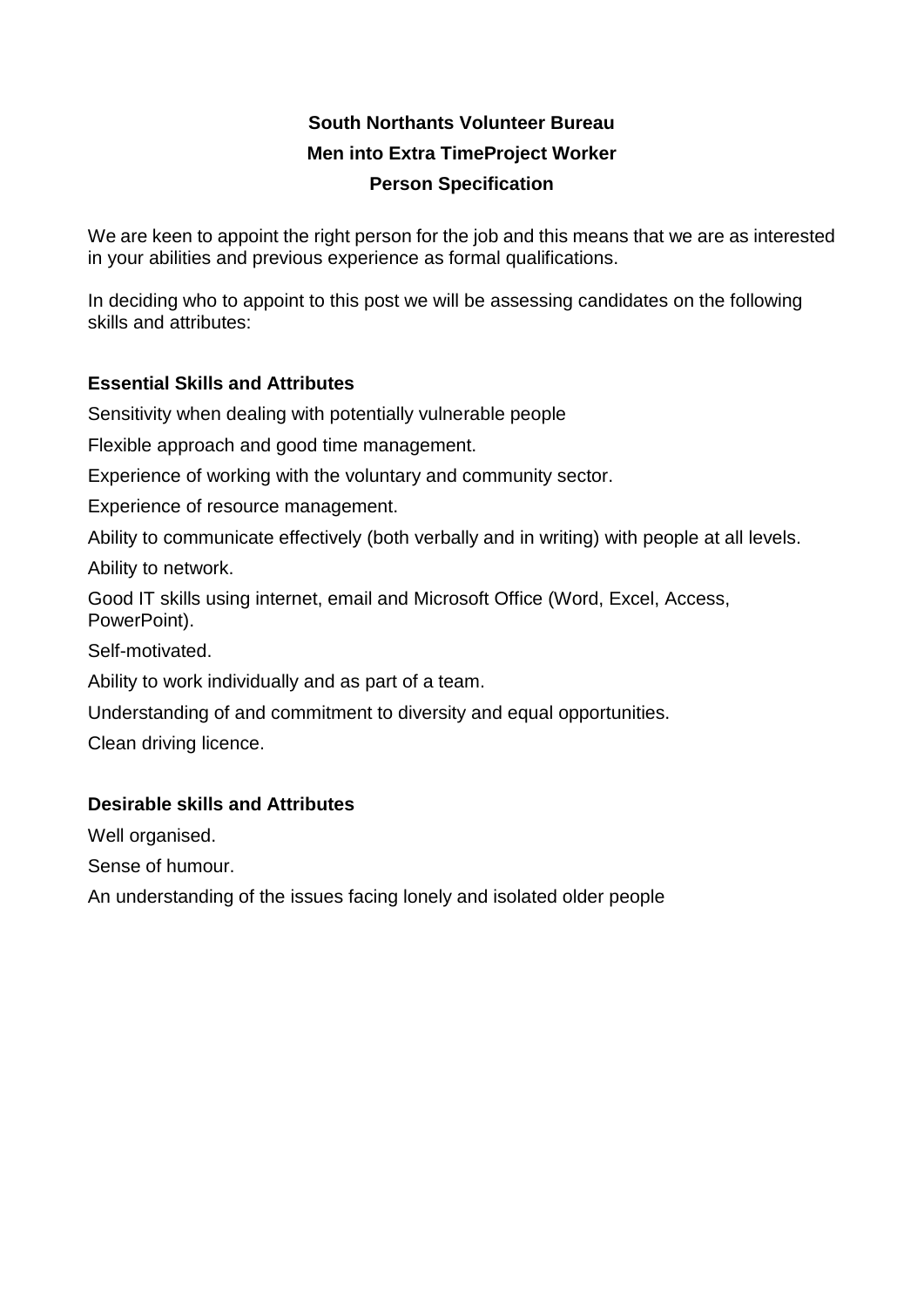**South Northants Volunteer Bureau**

**Men into Extra TimeProject Worker**

**Person Specification**

We are keen to appoint the right person for the job and this means that we are as interested in your abilities and previous experience as formal qualifications.

In deciding who to appoint to this post we will be assessing candidates on the following skills and attributes:

**Essential Skills and Attributes**

Sensitivity when dealing with potentially vulnerable people

Flexible approach and good time management.

Experience of working with the voluntary and community sector.

Experience of resource management.

Ability to communicate effectively (both verbally and in writing) with people at all levels.

Ability to network.

Good IT skills using internet, email and Microsoft Office (Word, Excel, Access, PowerPoint).

Self-motivated.

Ability to work individually and as part of a team.

Understanding of and commitment to diversity and equal opportunities.

Clean driving licence.

**Desirable skills and Attributes**

Well organised.

Sense of humour.

An understanding of the issues facing lonely and isolated older people